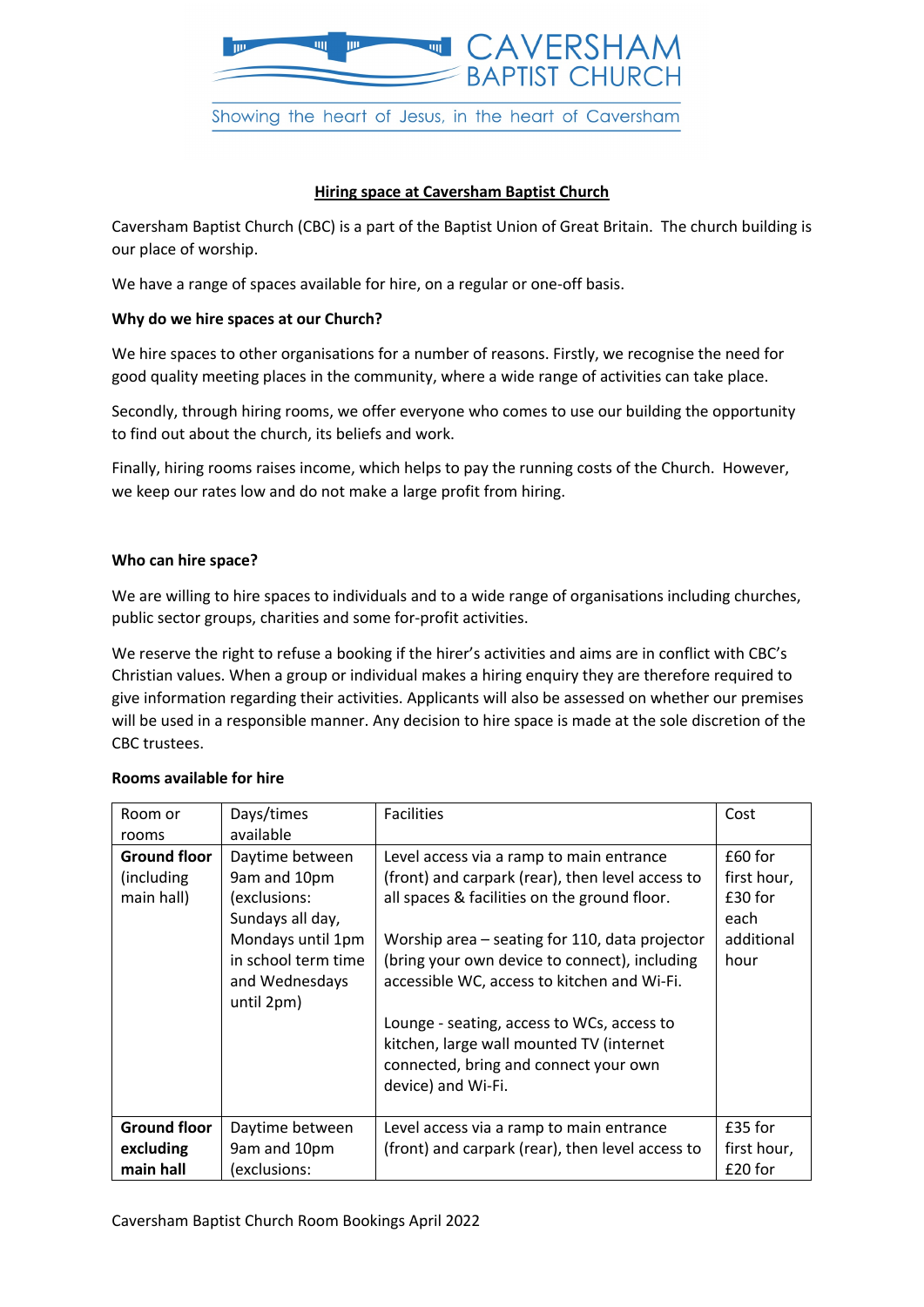CAVERSHAM BAPTIST CHURCH

Showing the heart of Jesus, in the heart of Caversham

## Hiring space at Caversham Baptist Church

Caversham Baptist Church (CBC) is a part of the Baptist Union of Great Britain. The church building is our place of worship.

We have a range of spaces available for hire, on a regular or one-off basis.

**Why do we hire spaces at our Church?**

We hire spaces to other organisations for a number of reasons. Firstly, we recognise the need for good quality meeting places in the community, where a wide range of activities can take place.

Secondly, through hiring rooms, we offer everyone who comes to use our building the opportunity to find out about the church, its beliefs and work.

Finally, hiring rooms raises income, which helps to pay the running costs of the Church. However, we keep our rates low and do not make a large profit from hiring.

**Who can hire space?**

We are willing to hire spaces to individuals and to a wide range of organisations including churches, public sector groups, charities and some for-profit activities.

We reserve the right to refuse a booking if the hirer's activities and aims are in conflict with CBC's Christian values. When a group or individual makes a hiring enquiry they are therefore required to give information regarding their activities. Applicants will also be assessed on whether our premises will be used in a responsible manner. Any decision to hire space is made at the sole discretion of the CBC trustees.

**Rooms available for hire**

| Room or rooms | Days/times available | Facilities | Cost |
|---|---|---|---|
| **Ground floor** (including main hall) | Daytime between 9am and 10pm (exclusions: Sundays all day, Mondays until 1pm in school term time and Wednesdays until 2pm) | Level access via a ramp to main entrance (front) and carpark (rear), then level access to all spaces & facilities on the ground floor.<br><br>Worship area – seating for 110, data projector (bring your own device to connect), including accessible WC, access to kitchen and Wi-Fi.<br><br>Lounge - seating, access to WCs, access to kitchen, large wall mounted TV (internet connected, bring and connect your own device) and Wi-Fi. | £60 for first hour, £30 for each additional hour |
| **Ground floor excluding main hall** | Daytime between 9am and 10pm (exclusions: | Level access via a ramp to main entrance (front) and carpark (rear), then level access to | £35 for first hour, £20 for |

Caversham Baptist Church Room Bookings April 2022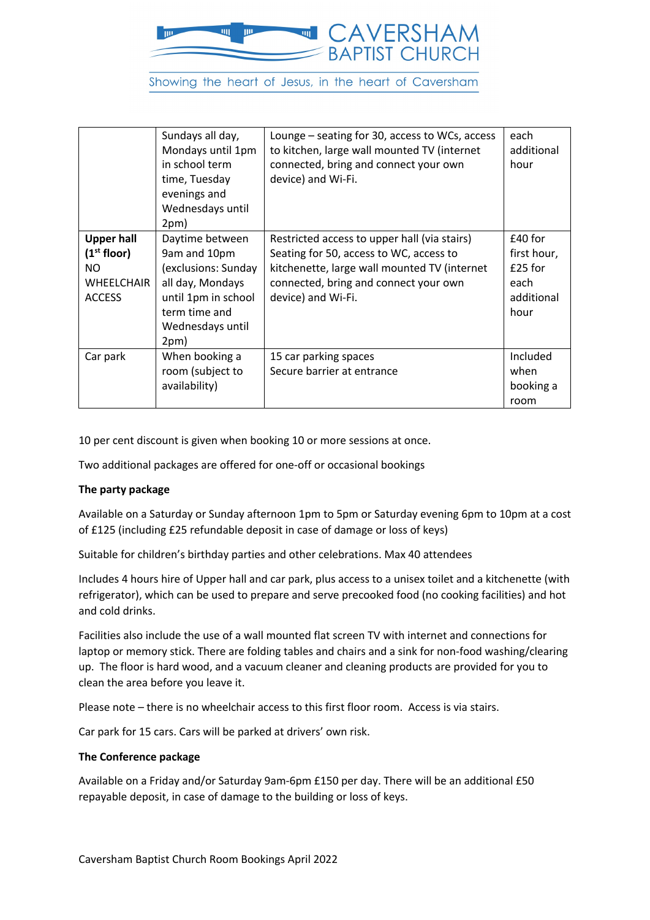| | Sundays all day, Mondays until 1pm in school term time, Tuesday evenings and Wednesdays until 2pm) | Lounge – seating for 30, access to WCs, access to kitchen, large wall mounted TV (internet connected, bring and connect your own device) and Wi-Fi. | each additional hour |
|---|---|---|---|
| **Upper hall (1st floor)** NO WHEELCHAIR ACCESS | Daytime between 9am and 10pm (exclusions: Sunday all day, Mondays until 1pm in school term time and Wednesdays until 2pm) | Restricted access to upper hall (via stairs) Seating for 50, access to WC, access to kitchenette, large wall mounted TV (internet connected, bring and connect your own device) and Wi-Fi. | £40 for first hour, £25 for each additional hour |
| Car park | When booking a room (subject to availability) | 15 car parking spaces<br>Secure barrier at entrance | Included when booking a room |

10 per cent discount is given when booking 10 or more sessions at once.

Two additional packages are offered for one-off or occasional bookings

**The party package**

Available on a Saturday or Sunday afternoon 1pm to 5pm or Saturday evening 6pm to 10pm at a cost of £125 (including £25 refundable deposit in case of damage or loss of keys)

Suitable for children's birthday parties and other celebrations. Max 40 attendees

Includes 4 hours hire of Upper hall and car park, plus access to a unisex toilet and a kitchenette (with refrigerator), which can be used to prepare and serve precooked food (no cooking facilities) and hot and cold drinks.

Facilities also include the use of a wall mounted flat screen TV with internet and connections for laptop or memory stick. There are folding tables and chairs and a sink for non-food washing/clearing up. The floor is hard wood, and a vacuum cleaner and cleaning products are provided for you to clean the area before you leave it.

Please note – there is no wheelchair access to this first floor room. Access is via stairs.

Car park for 15 cars. Cars will be parked at drivers' own risk.

**The Conference package**

Available on a Friday and/or Saturday 9am-6pm £150 per day. There will be an additional £50 repayable deposit, in case of damage to the building or loss of keys.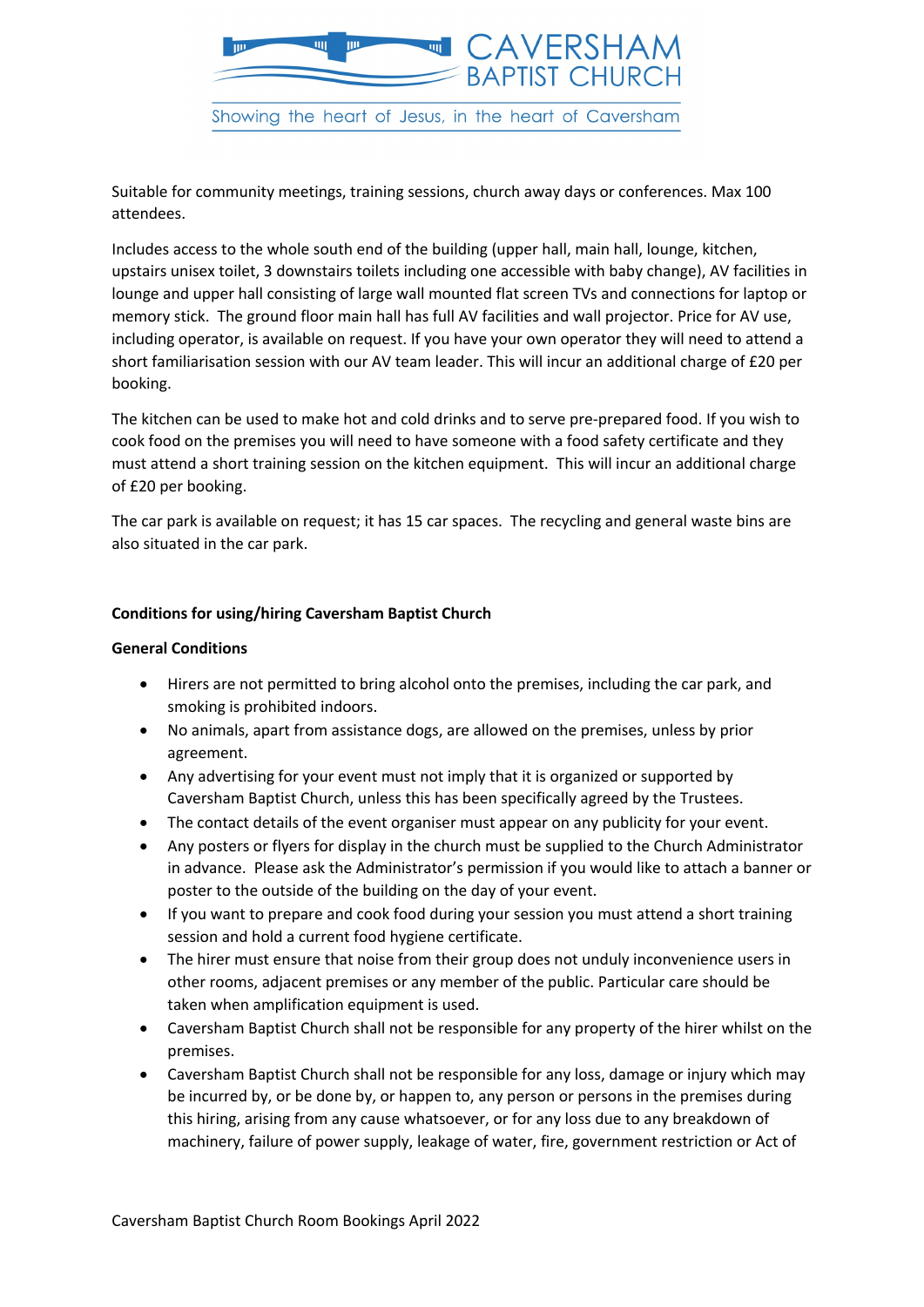Suitable for community meetings, training sessions, church away days or conferences. Max 100 attendees.

Includes access to the whole south end of the building (upper hall, main hall, lounge, kitchen, upstairs unisex toilet, 3 downstairs toilets including one accessible with baby change), AV facilities in lounge and upper hall consisting of large wall mounted flat screen TVs and connections for laptop or memory stick. The ground floor main hall has full AV facilities and wall projector. Price for AV use, including operator, is available on request. If you have your own operator they will need to attend a short familiarisation session with our AV team leader. This will incur an additional charge of £20 per booking.

The kitchen can be used to make hot and cold drinks and to serve pre-prepared food. If you wish to cook food on the premises you will need to have someone with a food safety certificate and they must attend a short training session on the kitchen equipment. This will incur an additional charge of £20 per booking.

The car park is available on request; it has 15 car spaces. The recycling and general waste bins are also situated in the car park.

**Conditions for using/hiring Caversham Baptist Church**

**General Conditions**

- Hirers are not permitted to bring alcohol onto the premises, including the car park, and smoking is prohibited indoors.
- No animals, apart from assistance dogs, are allowed on the premises, unless by prior agreement.
- Any advertising for your event must not imply that it is organized or supported by Caversham Baptist Church, unless this has been specifically agreed by the Trustees.
- The contact details of the event organiser must appear on any publicity for your event.
- Any posters or flyers for display in the church must be supplied to the Church Administrator in advance. Please ask the Administrator's permission if you would like to attach a banner or poster to the outside of the building on the day of your event.
- If you want to prepare and cook food during your session you must attend a short training session and hold a current food hygiene certificate.
- The hirer must ensure that noise from their group does not unduly inconvenience users in other rooms, adjacent premises or any member of the public. Particular care should be taken when amplification equipment is used.
- Caversham Baptist Church shall not be responsible for any property of the hirer whilst on the premises.
- Caversham Baptist Church shall not be responsible for any loss, damage or injury which may be incurred by, or be done by, or happen to, any person or persons in the premises during this hiring, arising from any cause whatsoever, or for any loss due to any breakdown of machinery, failure of power supply, leakage of water, fire, government restriction or Act of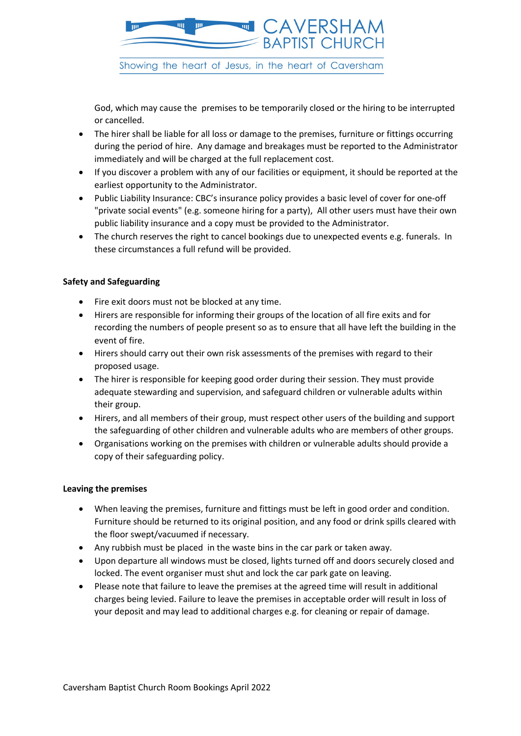God, which may cause the premises to be temporarily closed or the hiring to be interrupted or cancelled.

- The hirer shall be liable for all loss or damage to the premises, furniture or fittings occurring during the period of hire. Any damage and breakages must be reported to the Administrator immediately and will be charged at the full replacement cost.
- If you discover a problem with any of our facilities or equipment, it should be reported at the earliest opportunity to the Administrator.
- Public Liability Insurance: CBC's insurance policy provides a basic level of cover for one-off "private social events" (e.g. someone hiring for a party), All other users must have their own public liability insurance and a copy must be provided to the Administrator.
- The church reserves the right to cancel bookings due to unexpected events e.g. funerals. In these circumstances a full refund will be provided.

**Safety and Safeguarding**

- Fire exit doors must not be blocked at any time.
- Hirers are responsible for informing their groups of the location of all fire exits and for recording the numbers of people present so as to ensure that all have left the building in the event of fire.
- Hirers should carry out their own risk assessments of the premises with regard to their proposed usage.
- The hirer is responsible for keeping good order during their session. They must provide adequate stewarding and supervision, and safeguard children or vulnerable adults within their group.
- Hirers, and all members of their group, must respect other users of the building and support the safeguarding of other children and vulnerable adults who are members of other groups.
- Organisations working on the premises with children or vulnerable adults should provide a copy of their safeguarding policy.

**Leaving the premises**

- When leaving the premises, furniture and fittings must be left in good order and condition. Furniture should be returned to its original position, and any food or drink spills cleared with the floor swept/vacuumed if necessary.
- Any rubbish must be placed in the waste bins in the car park or taken away.
- Upon departure all windows must be closed, lights turned off and doors securely closed and locked. The event organiser must shut and lock the car park gate on leaving.
- Please note that failure to leave the premises at the agreed time will result in additional charges being levied. Failure to leave the premises in acceptable order will result in loss of your deposit and may lead to additional charges e.g. for cleaning or repair of damage.